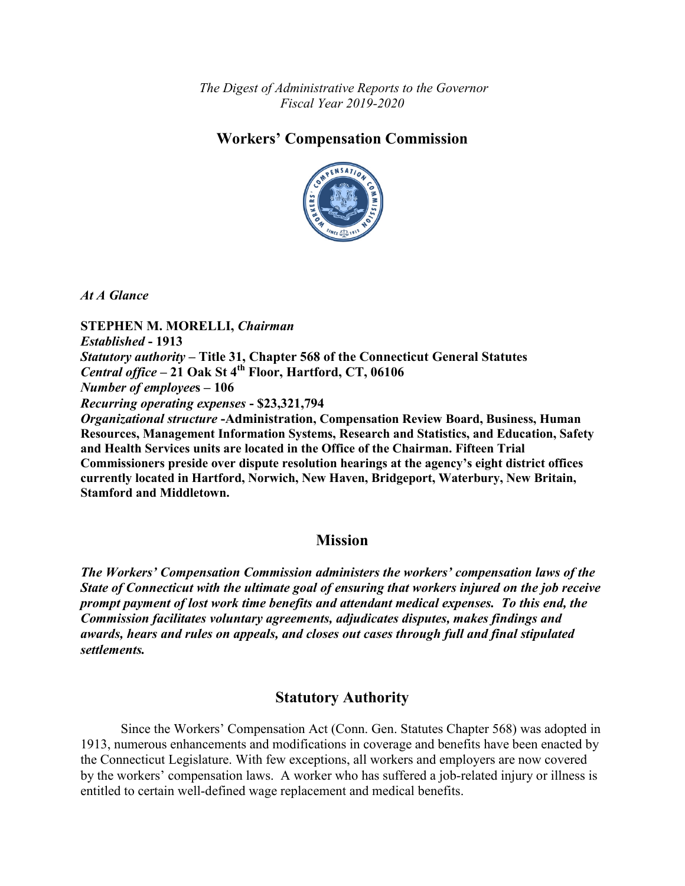*The Digest of Administrative Reports to the Governor*
*Fiscal Year 2019-2020*

# Workers' Compensation Commission

***At A Glance***

**STEPHEN M. MORELLI,** ***Chairman***
***Established*** **- 1913**
***Statutory authority*** **– Title 31, Chapter 568 of the Connecticut General Statutes**
***Central office*** **– 21 Oak St 4th Floor, Hartford, CT, 06106**
***Number of employees*** **– 106**
***Recurring operating expenses*** **- $23,321,794**
***Organizational structure*** **-Administration, Compensation Review Board, Business, Human Resources, Management Information Systems, Research and Statistics, and Education, Safety and Health Services units are located in the Office of the Chairman. Fifteen Trial Commissioners preside over dispute resolution hearings at the agency's eight district offices currently located in Hartford, Norwich, New Haven, Bridgeport, Waterbury, New Britain, Stamford and Middletown.**

## Mission

***The Workers' Compensation Commission administers the workers' compensation laws of the State of Connecticut with the ultimate goal of ensuring that workers injured on the job receive prompt payment of lost work time benefits and attendant medical expenses. To this end, the Commission facilitates voluntary agreements, adjudicates disputes, makes findings and awards, hears and rules on appeals, and closes out cases through full and final stipulated settlements.***

## Statutory Authority

Since the Workers' Compensation Act (Conn. Gen. Statutes Chapter 568) was adopted in 1913, numerous enhancements and modifications in coverage and benefits have been enacted by the Connecticut Legislature. With few exceptions, all workers and employers are now covered by the workers' compensation laws. A worker who has suffered a job-related injury or illness is entitled to certain well-defined wage replacement and medical benefits.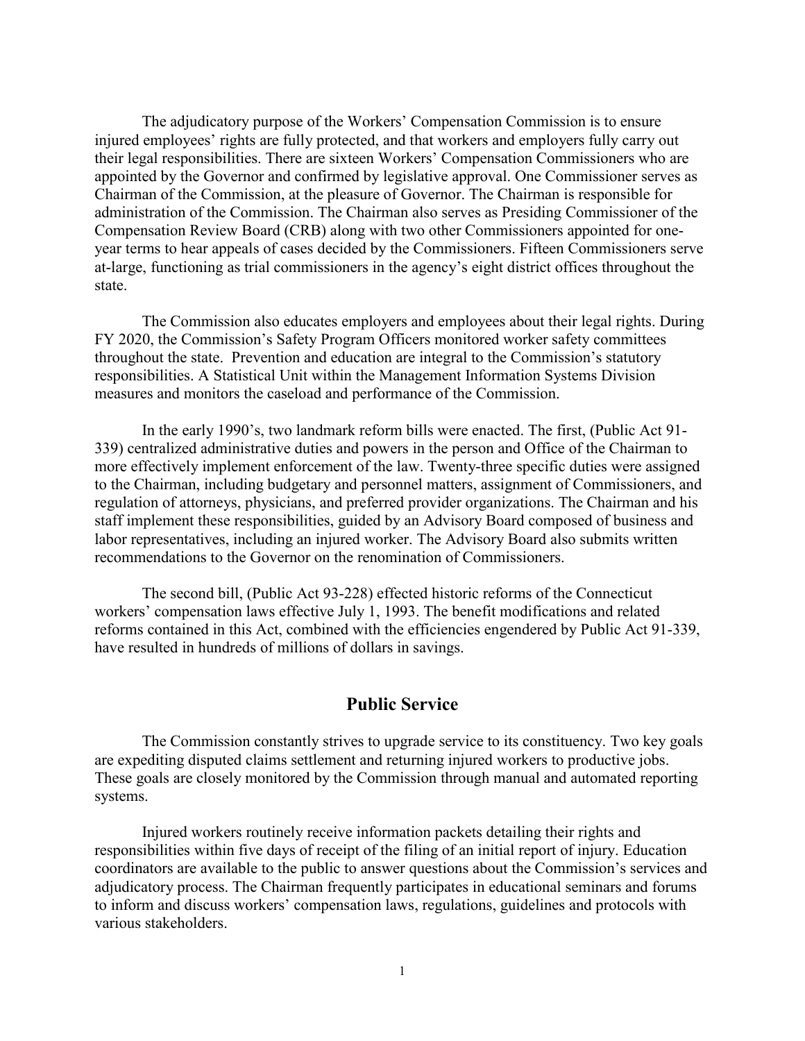The adjudicatory purpose of the Workers' Compensation Commission is to ensure injured employees' rights are fully protected, and that workers and employers fully carry out their legal responsibilities. There are sixteen Workers' Compensation Commissioners who are appointed by the Governor and confirmed by legislative approval. One Commissioner serves as Chairman of the Commission, at the pleasure of Governor. The Chairman is responsible for administration of the Commission. The Chairman also serves as Presiding Commissioner of the Compensation Review Board (CRB) along with two other Commissioners appointed for one-year terms to hear appeals of cases decided by the Commissioners. Fifteen Commissioners serve at-large, functioning as trial commissioners in the agency's eight district offices throughout the state.

The Commission also educates employers and employees about their legal rights. During FY 2020, the Commission's Safety Program Officers monitored worker safety committees throughout the state. Prevention and education are integral to the Commission's statutory responsibilities. A Statistical Unit within the Management Information Systems Division measures and monitors the caseload and performance of the Commission.

In the early 1990's, two landmark reform bills were enacted. The first, (Public Act 91-339) centralized administrative duties and powers in the person and Office of the Chairman to more effectively implement enforcement of the law. Twenty-three specific duties were assigned to the Chairman, including budgetary and personnel matters, assignment of Commissioners, and regulation of attorneys, physicians, and preferred provider organizations. The Chairman and his staff implement these responsibilities, guided by an Advisory Board composed of business and labor representatives, including an injured worker. The Advisory Board also submits written recommendations to the Governor on the renomination of Commissioners.

The second bill, (Public Act 93-228) effected historic reforms of the Connecticut workers' compensation laws effective July 1, 1993. The benefit modifications and related reforms contained in this Act, combined with the efficiencies engendered by Public Act 91-339, have resulted in hundreds of millions of dollars in savings.

## Public Service

The Commission constantly strives to upgrade service to its constituency. Two key goals are expediting disputed claims settlement and returning injured workers to productive jobs. These goals are closely monitored by the Commission through manual and automated reporting systems.

Injured workers routinely receive information packets detailing their rights and responsibilities within five days of receipt of the filing of an initial report of injury. Education coordinators are available to the public to answer questions about the Commission's services and adjudicatory process. The Chairman frequently participates in educational seminars and forums to inform and discuss workers' compensation laws, regulations, guidelines and protocols with various stakeholders.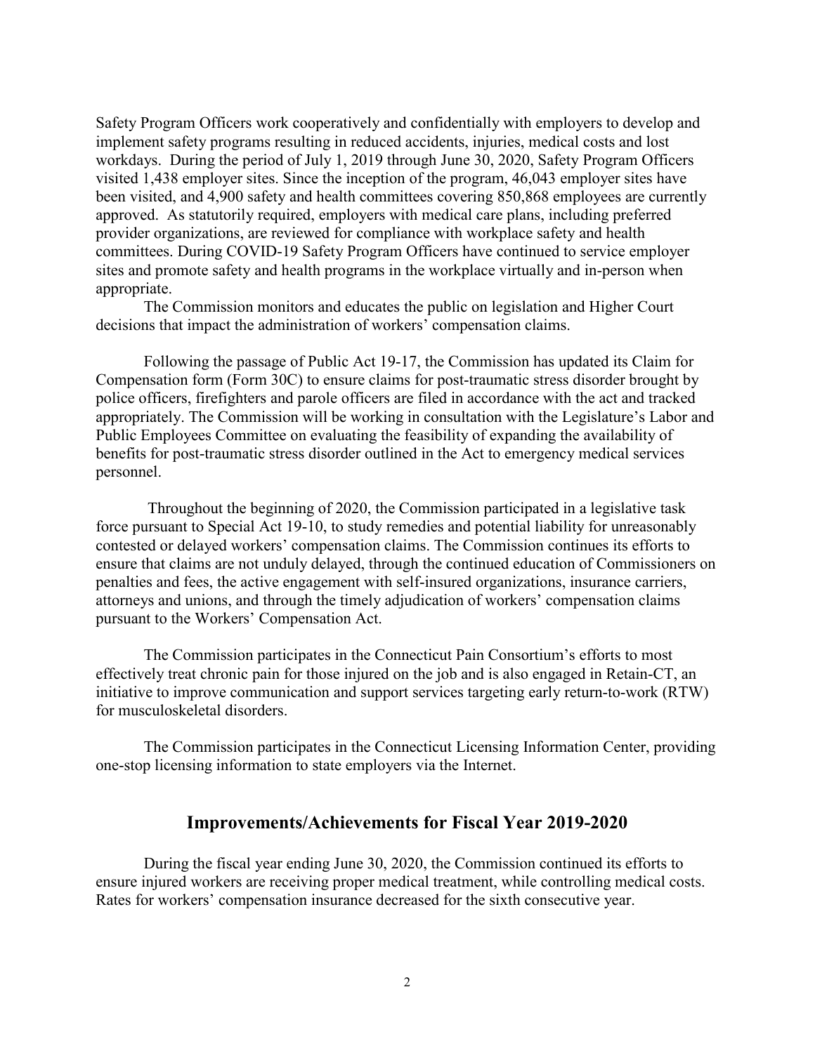Safety Program Officers work cooperatively and confidentially with employers to develop and implement safety programs resulting in reduced accidents, injuries, medical costs and lost workdays. During the period of July 1, 2019 through June 30, 2020, Safety Program Officers visited 1,438 employer sites. Since the inception of the program, 46,043 employer sites have been visited, and 4,900 safety and health committees covering 850,868 employees are currently approved. As statutorily required, employers with medical care plans, including preferred provider organizations, are reviewed for compliance with workplace safety and health committees. During COVID-19 Safety Program Officers have continued to service employer sites and promote safety and health programs in the workplace virtually and in-person when appropriate.

The Commission monitors and educates the public on legislation and Higher Court decisions that impact the administration of workers' compensation claims.

Following the passage of Public Act 19-17, the Commission has updated its Claim for Compensation form (Form 30C) to ensure claims for post-traumatic stress disorder brought by police officers, firefighters and parole officers are filed in accordance with the act and tracked appropriately. The Commission will be working in consultation with the Legislature's Labor and Public Employees Committee on evaluating the feasibility of expanding the availability of benefits for post-traumatic stress disorder outlined in the Act to emergency medical services personnel.

Throughout the beginning of 2020, the Commission participated in a legislative task force pursuant to Special Act 19-10, to study remedies and potential liability for unreasonably contested or delayed workers' compensation claims. The Commission continues its efforts to ensure that claims are not unduly delayed, through the continued education of Commissioners on penalties and fees, the active engagement with self-insured organizations, insurance carriers, attorneys and unions, and through the timely adjudication of workers' compensation claims pursuant to the Workers' Compensation Act.

The Commission participates in the Connecticut Pain Consortium's efforts to most effectively treat chronic pain for those injured on the job and is also engaged in Retain-CT, an initiative to improve communication and support services targeting early return-to-work (RTW) for musculoskeletal disorders.

The Commission participates in the Connecticut Licensing Information Center, providing one-stop licensing information to state employers via the Internet.

## Improvements/Achievements for Fiscal Year 2019-2020

During the fiscal year ending June 30, 2020, the Commission continued its efforts to ensure injured workers are receiving proper medical treatment, while controlling medical costs. Rates for workers' compensation insurance decreased for the sixth consecutive year.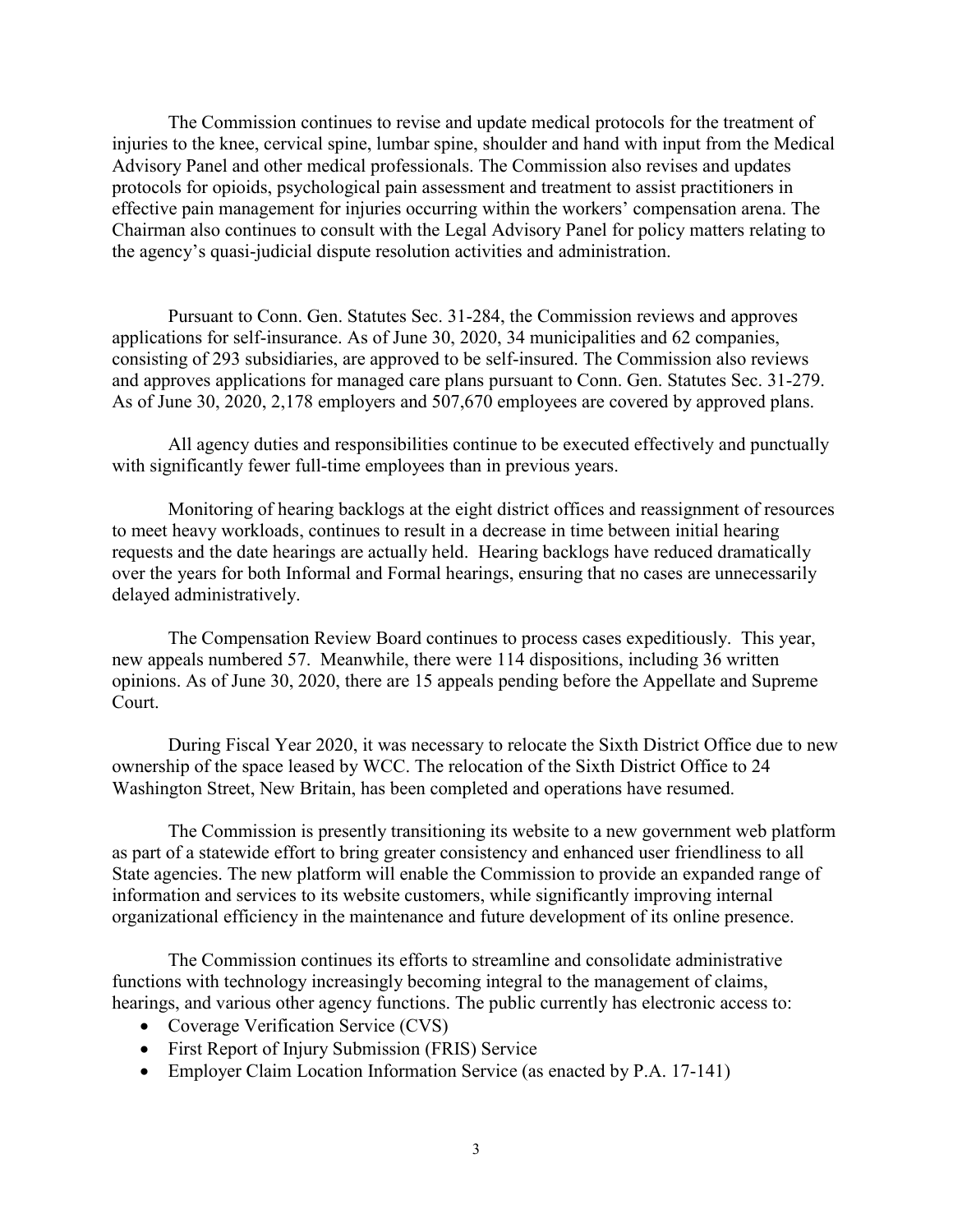The Commission continues to revise and update medical protocols for the treatment of injuries to the knee, cervical spine, lumbar spine, shoulder and hand with input from the Medical Advisory Panel and other medical professionals. The Commission also revises and updates protocols for opioids, psychological pain assessment and treatment to assist practitioners in effective pain management for injuries occurring within the workers' compensation arena. The Chairman also continues to consult with the Legal Advisory Panel for policy matters relating to the agency's quasi-judicial dispute resolution activities and administration.

Pursuant to Conn. Gen. Statutes Sec. 31-284, the Commission reviews and approves applications for self-insurance. As of June 30, 2020, 34 municipalities and 62 companies, consisting of 293 subsidiaries, are approved to be self-insured. The Commission also reviews and approves applications for managed care plans pursuant to Conn. Gen. Statutes Sec. 31-279. As of June 30, 2020, 2,178 employers and 507,670 employees are covered by approved plans.

All agency duties and responsibilities continue to be executed effectively and punctually with significantly fewer full-time employees than in previous years.

Monitoring of hearing backlogs at the eight district offices and reassignment of resources to meet heavy workloads, continues to result in a decrease in time between initial hearing requests and the date hearings are actually held. Hearing backlogs have reduced dramatically over the years for both Informal and Formal hearings, ensuring that no cases are unnecessarily delayed administratively.

The Compensation Review Board continues to process cases expeditiously. This year, new appeals numbered 57. Meanwhile, there were 114 dispositions, including 36 written opinions. As of June 30, 2020, there are 15 appeals pending before the Appellate and Supreme Court.

During Fiscal Year 2020, it was necessary to relocate the Sixth District Office due to new ownership of the space leased by WCC. The relocation of the Sixth District Office to 24 Washington Street, New Britain, has been completed and operations have resumed.

The Commission is presently transitioning its website to a new government web platform as part of a statewide effort to bring greater consistency and enhanced user friendliness to all State agencies. The new platform will enable the Commission to provide an expanded range of information and services to its website customers, while significantly improving internal organizational efficiency in the maintenance and future development of its online presence.

The Commission continues its efforts to streamline and consolidate administrative functions with technology increasingly becoming integral to the management of claims, hearings, and various other agency functions. The public currently has electronic access to:

- Coverage Verification Service (CVS)
- First Report of Injury Submission (FRIS) Service
- Employer Claim Location Information Service (as enacted by P.A. 17-141)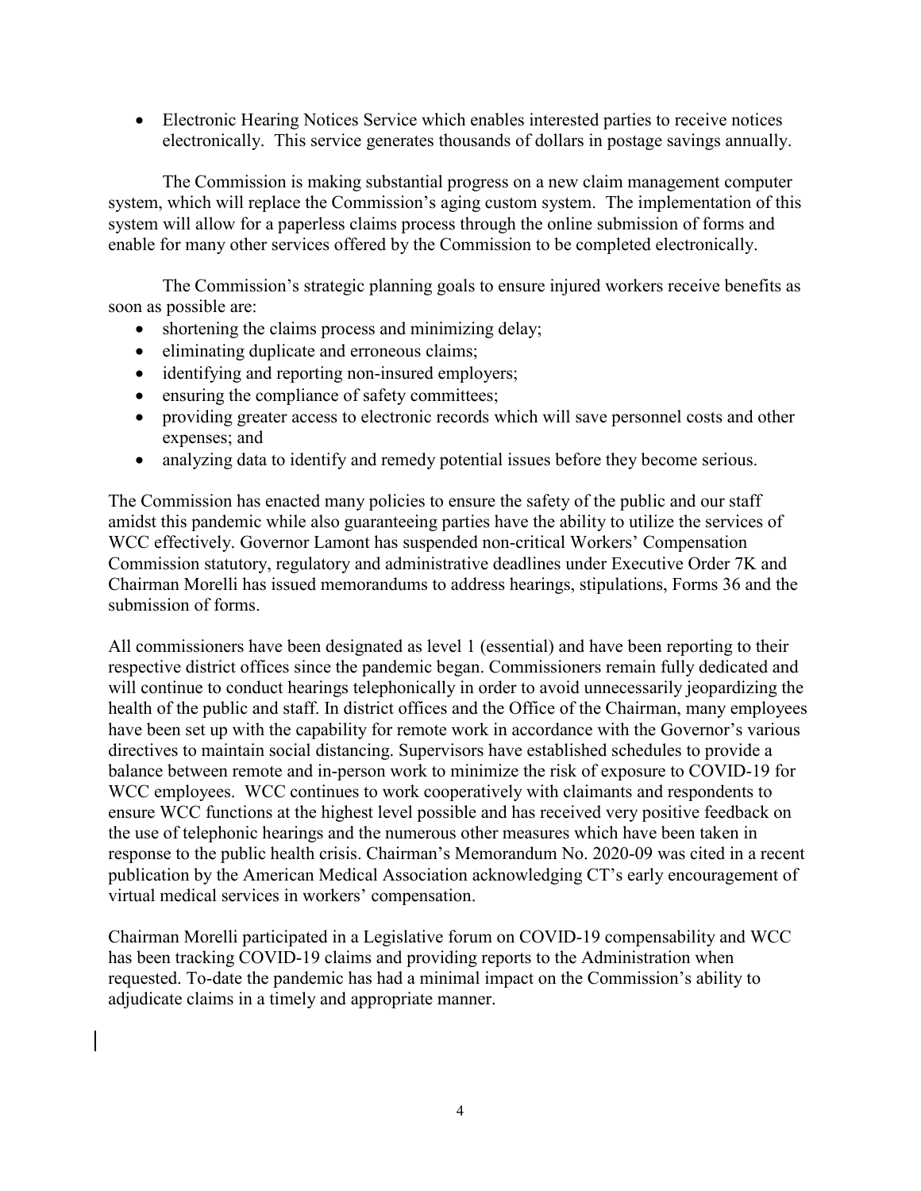- Electronic Hearing Notices Service which enables interested parties to receive notices electronically. This service generates thousands of dollars in postage savings annually.

The Commission is making substantial progress on a new claim management computer system, which will replace the Commission's aging custom system. The implementation of this system will allow for a paperless claims process through the online submission of forms and enable for many other services offered by the Commission to be completed electronically.

The Commission's strategic planning goals to ensure injured workers receive benefits as soon as possible are:

- shortening the claims process and minimizing delay;
- eliminating duplicate and erroneous claims;
- identifying and reporting non-insured employers;
- ensuring the compliance of safety committees;
- providing greater access to electronic records which will save personnel costs and other expenses; and
- analyzing data to identify and remedy potential issues before they become serious.

The Commission has enacted many policies to ensure the safety of the public and our staff amidst this pandemic while also guaranteeing parties have the ability to utilize the services of WCC effectively. Governor Lamont has suspended non-critical Workers' Compensation Commission statutory, regulatory and administrative deadlines under Executive Order 7K and Chairman Morelli has issued memorandums to address hearings, stipulations, Forms 36 and the submission of forms.

All commissioners have been designated as level 1 (essential) and have been reporting to their respective district offices since the pandemic began. Commissioners remain fully dedicated and will continue to conduct hearings telephonically in order to avoid unnecessarily jeopardizing the health of the public and staff. In district offices and the Office of the Chairman, many employees have been set up with the capability for remote work in accordance with the Governor's various directives to maintain social distancing. Supervisors have established schedules to provide a balance between remote and in-person work to minimize the risk of exposure to COVID-19 for WCC employees. WCC continues to work cooperatively with claimants and respondents to ensure WCC functions at the highest level possible and has received very positive feedback on the use of telephonic hearings and the numerous other measures which have been taken in response to the public health crisis. Chairman's Memorandum No. 2020-09 was cited in a recent publication by the American Medical Association acknowledging CT's early encouragement of virtual medical services in workers' compensation.

Chairman Morelli participated in a Legislative forum on COVID-19 compensability and WCC has been tracking COVID-19 claims and providing reports to the Administration when requested. To-date the pandemic has had a minimal impact on the Commission's ability to adjudicate claims in a timely and appropriate manner.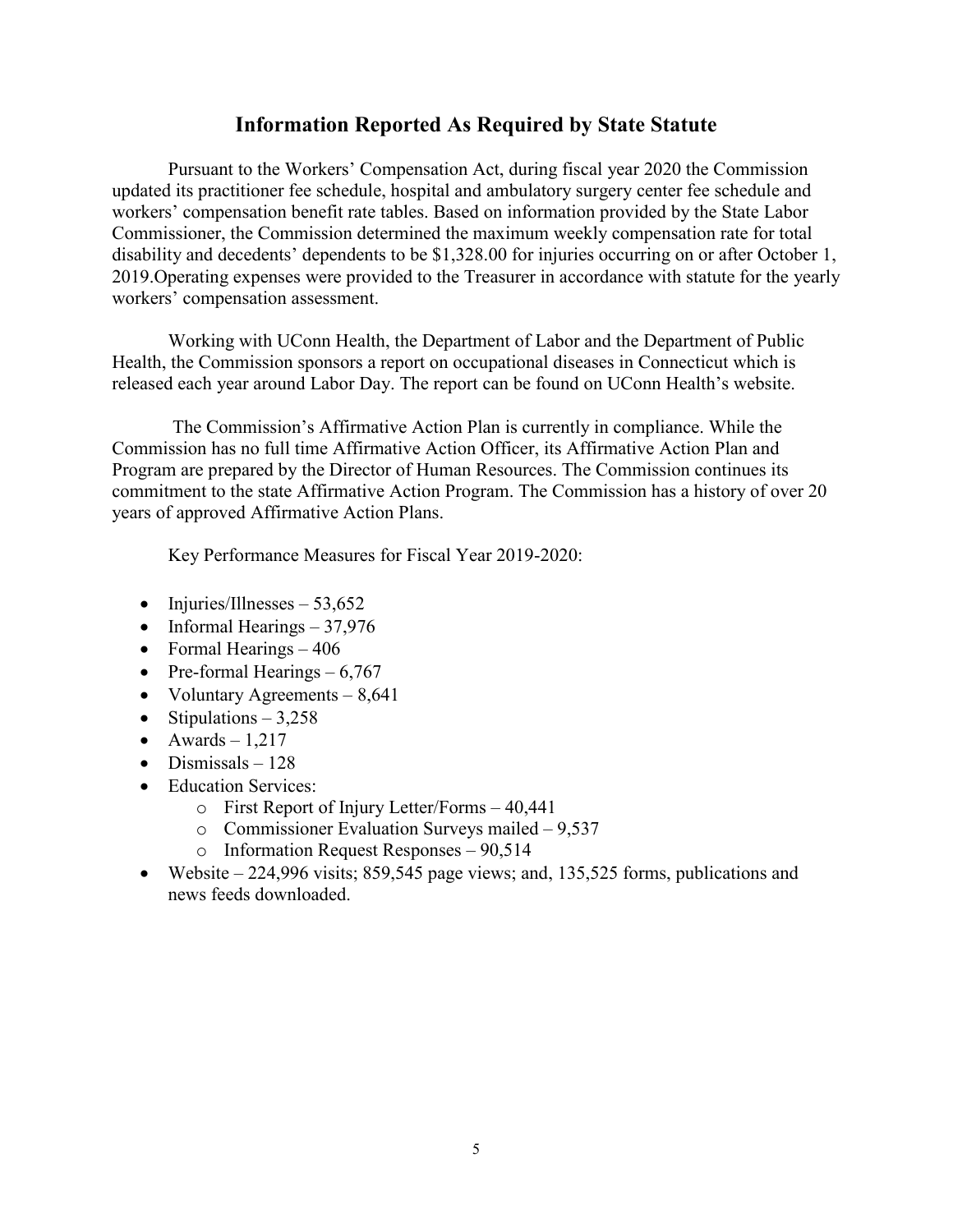## Information Reported As Required by State Statute

Pursuant to the Workers' Compensation Act, during fiscal year 2020 the Commission updated its practitioner fee schedule, hospital and ambulatory surgery center fee schedule and workers' compensation benefit rate tables. Based on information provided by the State Labor Commissioner, the Commission determined the maximum weekly compensation rate for total disability and decedents' dependents to be $1,328.00 for injuries occurring on or after October 1, 2019.Operating expenses were provided to the Treasurer in accordance with statute for the yearly workers' compensation assessment.

Working with UConn Health, the Department of Labor and the Department of Public Health, the Commission sponsors a report on occupational diseases in Connecticut which is released each year around Labor Day. The report can be found on UConn Health's website.

The Commission's Affirmative Action Plan is currently in compliance. While the Commission has no full time Affirmative Action Officer, its Affirmative Action Plan and Program are prepared by the Director of Human Resources. The Commission continues its commitment to the state Affirmative Action Program. The Commission has a history of over 20 years of approved Affirmative Action Plans.

Key Performance Measures for Fiscal Year 2019-2020:

- Injuries/Illnesses – 53,652
- Informal Hearings – 37,976
- Formal Hearings – 406
- Pre-formal Hearings – 6,767
- Voluntary Agreements – 8,641
- Stipulations – 3,258
- Awards – 1,217
- Dismissals – 128
- Education Services:
  - First Report of Injury Letter/Forms – 40,441
  - Commissioner Evaluation Surveys mailed – 9,537
  - Information Request Responses – 90,514
- Website – 224,996 visits; 859,545 page views; and, 135,525 forms, publications and news feeds downloaded.